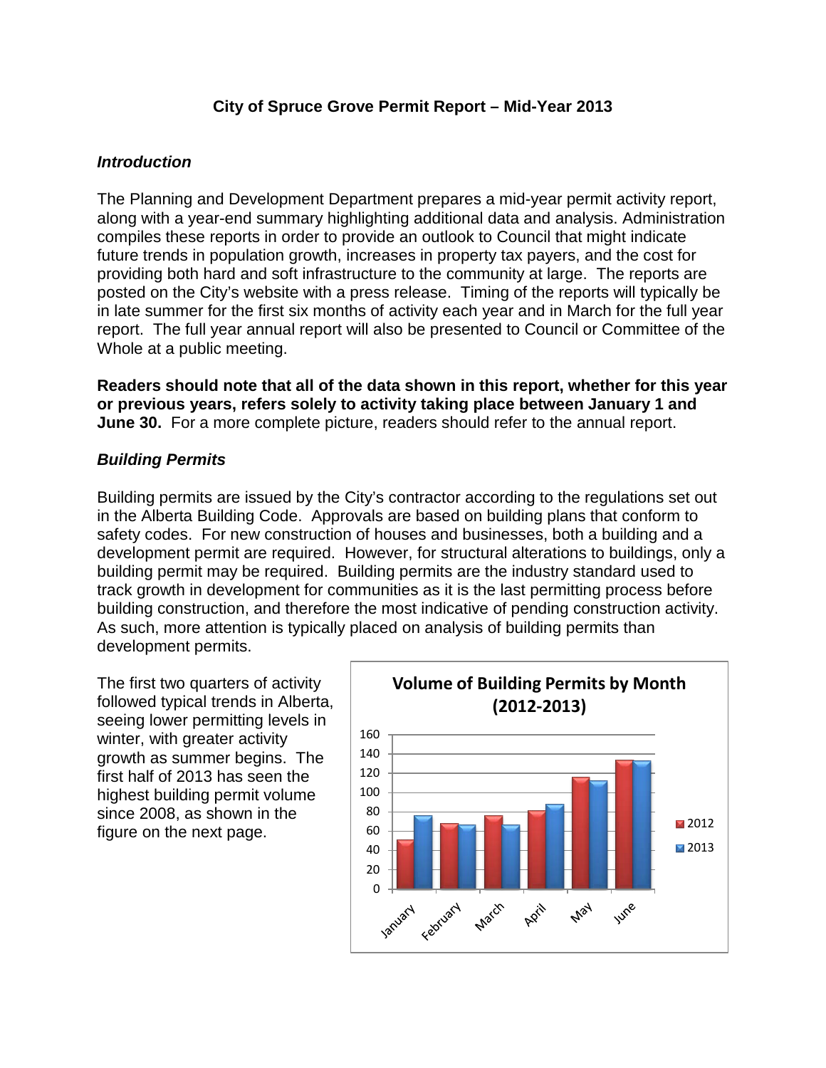# City of Spruce Grove Permit Report – Mid-Year 2013

## *Introduction*

The Planning and Development Department prepares a mid-year permit activity report, along with a year-end summary highlighting additional data and analysis. Administration compiles these reports in order to provide an outlook to Council that might indicate future trends in population growth, increases in property tax payers, and the cost for providing both hard and soft infrastructure to the community at large. The reports are posted on the City's website with a press release. Timing of the reports will typically be in late summer for the first six months of activity each year and in March for the full year report. The full year annual report will also be presented to Council or Committee of the Whole at a public meeting.

**Readers should note that all of the data shown in this report, whether for this year or previous years, refers solely to activity taking place between January 1 and June 30.** For a more complete picture, readers should refer to the annual report.

## *Building Permits*

Building permits are issued by the City's contractor according to the regulations set out in the Alberta Building Code. Approvals are based on building plans that conform to safety codes. For new construction of houses and businesses, both a building and a development permit are required. However, for structural alterations to buildings, only a building permit may be required. Building permits are the industry standard used to track growth in development for communities as it is the last permitting process before building construction, and therefore the most indicative of pending construction activity. As such, more attention is typically placed on analysis of building permits than development permits.

The first two quarters of activity followed typical trends in Alberta, seeing lower permitting levels in winter, with greater activity growth as summer begins. The first half of 2013 has seen the highest building permit volume since 2008, as shown in the figure on the next page.

**Volume of Building Permits by Month (2012-2013)**

| Month | 2012 | 2013 |
|---|---|---|
| January | 51 | 76 |
| February | 68 | 66 |
| March | 76 | 66 |
| April | 81 | 88 |
| May | 116 | 112 |
| June | 134 | 133 |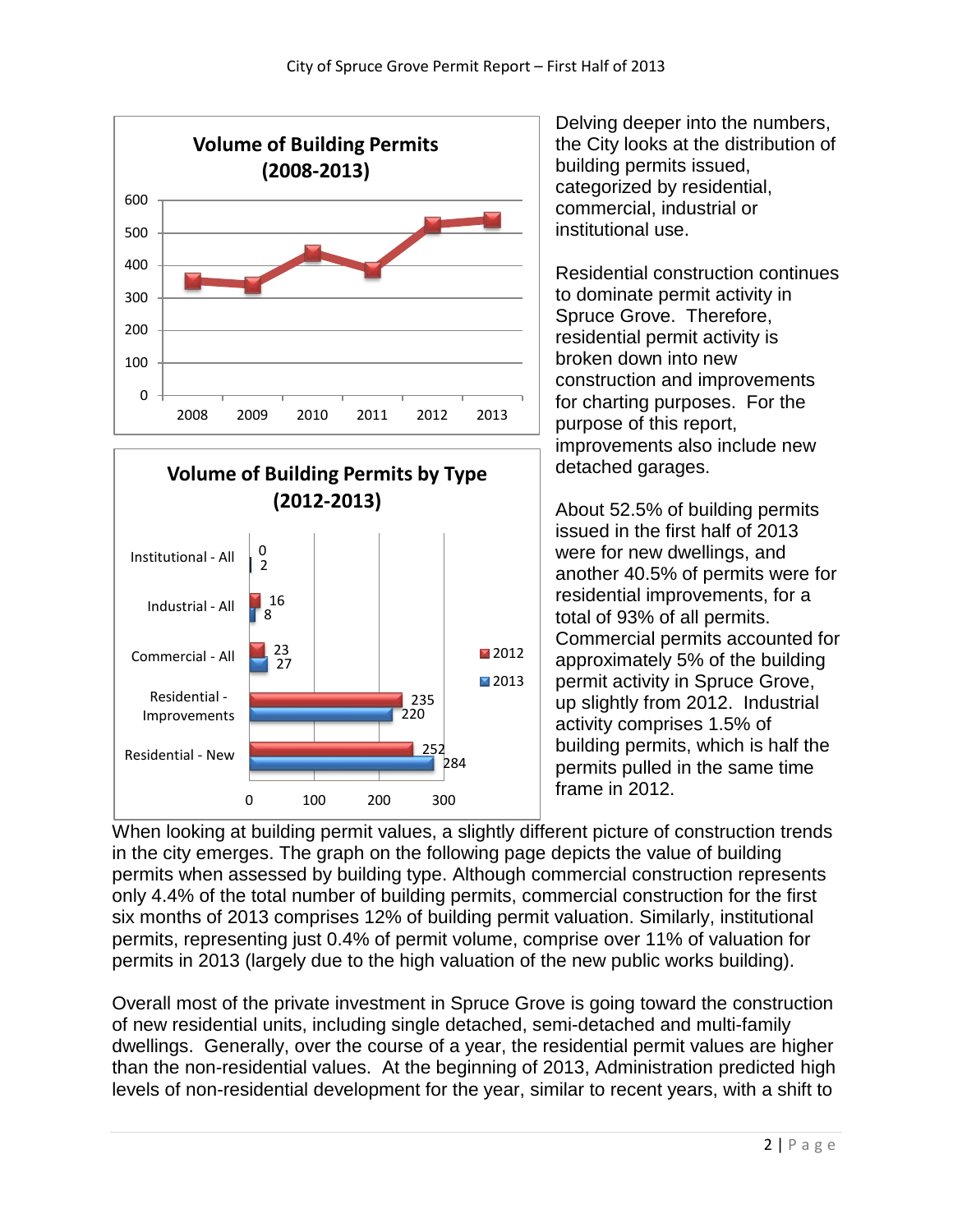**Volume of Building Permits (2008-2013)**

**Volume of Building Permits by Type (2012-2013)**

| Type | 2012 | 2013 |
|---|---|---|
| Institutional - All | 0 | 2 |
| Industrial - All | 16 | 8 |
| Commercial - All | 23 | 27 |
| Residential - Improvements | 235 | 220 |
| Residential - New | 252 | 284 |

Delving deeper into the numbers, the City looks at the distribution of building permits issued, categorized by residential, commercial, industrial or institutional use.

Residential construction continues to dominate permit activity in Spruce Grove. Therefore, residential permit activity is broken down into new construction and improvements for charting purposes. For the purpose of this report, improvements also include new detached garages.

About 52.5% of building permits issued in the first half of 2013 were for new dwellings, and another 40.5% of permits were for residential improvements, for a total of 93% of all permits. Commercial permits accounted for approximately 5% of the building permit activity in Spruce Grove, up slightly from 2012. Industrial activity comprises 1.5% of building permits, which is half the permits pulled in the same time frame in 2012.

When looking at building permit values, a slightly different picture of construction trends in the city emerges. The graph on the following page depicts the value of building permits when assessed by building type. Although commercial construction represents only 4.4% of the total number of building permits, commercial construction for the first six months of 2013 comprises 12% of building permit valuation. Similarly, institutional permits, representing just 0.4% of permit volume, comprise over 11% of valuation for permits in 2013 (largely due to the high valuation of the new public works building).

Overall most of the private investment in Spruce Grove is going toward the construction of new residential units, including single detached, semi-detached and multi-family dwellings. Generally, over the course of a year, the residential permit values are higher than the non-residential values. At the beginning of 2013, Administration predicted high levels of non-residential development for the year, similar to recent years, with a shift to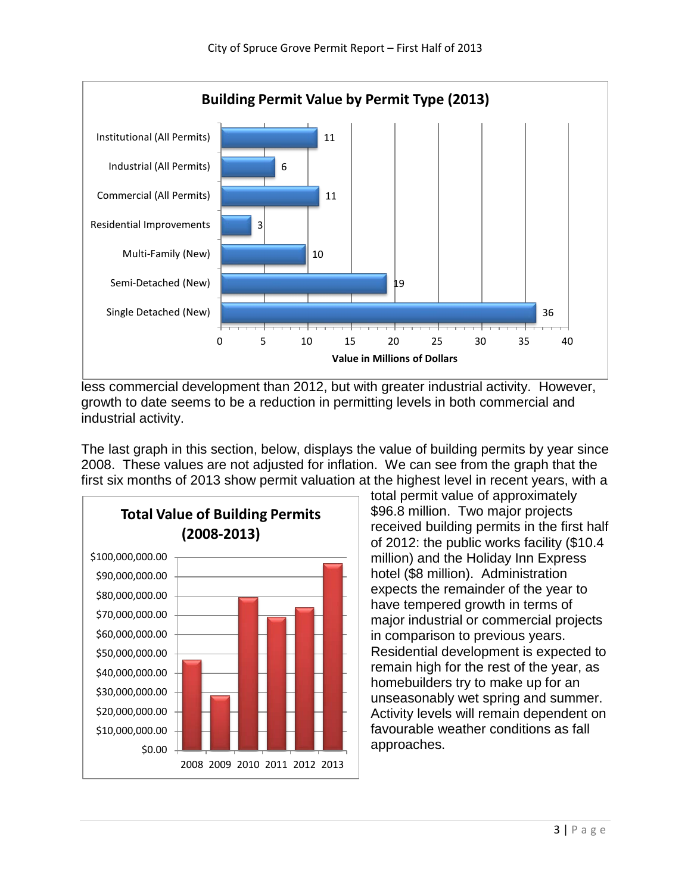**Building Permit Value by Permit Type (2013)**

| Permit Type | Value in Millions of Dollars |
|---|---|
| Institutional (All Permits) | 11 |
| Industrial (All Permits) | 6 |
| Commercial (All Permits) | 11 |
| Residential Improvements | 3 |
| Multi-Family (New) | 10 |
| Semi-Detached (New) | 19 |
| Single Detached (New) | 36 |

less commercial development than 2012, but with greater industrial activity. However, growth to date seems to be a reduction in permitting levels in both commercial and industrial activity.

The last graph in this section, below, displays the value of building permits by year since 2008. These values are not adjusted for inflation. We can see from the graph that the first six months of 2013 show permit valuation at the highest level in recent years, with a total permit value of approximately $96.8 million. Two major projects received building permits in the first half of 2012: the public works facility ($10.4 million) and the Holiday Inn Express hotel ($8 million). Administration expects the remainder of the year to have tempered growth in terms of major industrial or commercial projects in comparison to previous years. Residential development is expected to remain high for the rest of the year, as homebuilders try to make up for an unseasonably wet spring and summer. Activity levels will remain dependent on favourable weather conditions as fall approaches.

**Total Value of Building Permits (2008-2013)**

Years: 2008, 2009, 2010, 2011, 2012, 2013

Axis: $0.00 – $100,000,000.00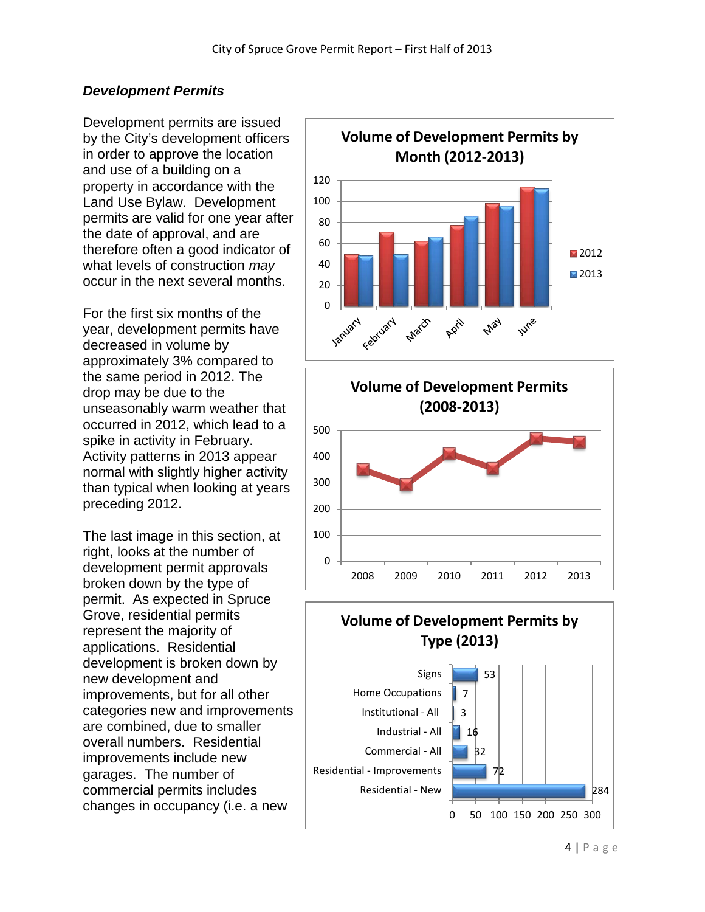### *Development Permits*

Development permits are issued by the City's development officers in order to approve the location and use of a building on a property in accordance with the Land Use Bylaw. Development permits are valid for one year after the date of approval, and are therefore often a good indicator of what levels of construction *may* occur in the next several months.

For the first six months of the year, development permits have decreased in volume by approximately 3% compared to the same period in 2012. The drop may be due to the unseasonably warm weather that occurred in 2012, which lead to a spike in activity in February. Activity patterns in 2013 appear normal with slightly higher activity than typical when looking at years preceding 2012.

The last image in this section, at right, looks at the number of development permit approvals broken down by the type of permit. As expected in Spruce Grove, residential permits represent the majority of applications. Residential development is broken down by new development and improvements, but for all other categories new and improvements are combined, due to smaller overall numbers. Residential improvements include new garages. The number of commercial permits includes changes in occupancy (i.e. a new

**Volume of Development Permits by Month (2012-2013)**

| Month | 2012 | 2013 |
|---|---|---|
| January | 49 | 48 |
| February | 71 | 49 |
| March | 62 | 66 |
| April | 77 | 86 |
| May | 98 | 96 |
| June | 113 | 112 |

**Volume of Development Permits (2008-2013)**

| Year | Volume |
|---|---|
| 2008 | 350 |
| 2009 | 295 |
| 2010 | 410 |
| 2011 | 355 |
| 2012 | 470 |
| 2013 | 457 |

**Volume of Development Permits by Type (2013)**

| Type | Volume |
|---|---|
| Signs | 53 |
| Home Occupations | 7 |
| Institutional - All | 3 |
| Industrial - All | 16 |
| Commercial - All | 32 |
| Residential - Improvements | 72 |
| Residential - New | 284 |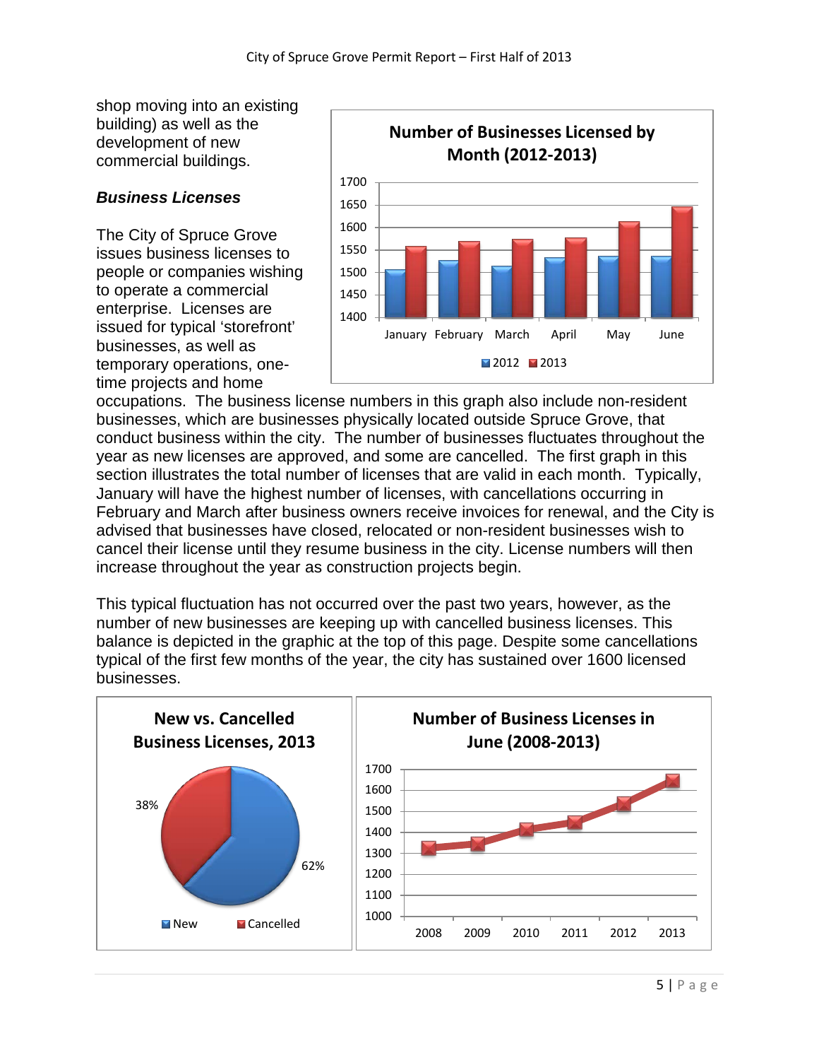shop moving into an existing building) as well as the development of new commercial buildings.

***Business Licenses***

The City of Spruce Grove issues business licenses to people or companies wishing to operate a commercial enterprise. Licenses are issued for typical 'storefront' businesses, as well as temporary operations, one-time projects and home occupations. The business license numbers in this graph also include non-resident businesses, which are businesses physically located outside Spruce Grove, that conduct business within the city. The number of businesses fluctuates throughout the year as new licenses are approved, and some are cancelled. The first graph in this section illustrates the total number of licenses that are valid in each month. Typically, January will have the highest number of licenses, with cancellations occurring in February and March after business owners receive invoices for renewal, and the City is advised that businesses have closed, relocated or non-resident businesses wish to cancel their license until they resume business in the city. License numbers will then increase throughout the year as construction projects begin.

This typical fluctuation has not occurred over the past two years, however, as the number of new businesses are keeping up with cancelled business licenses. This balance is depicted in the graphic at the top of this page. Despite some cancellations typical of the first few months of the year, the city has sustained over 1600 licensed businesses.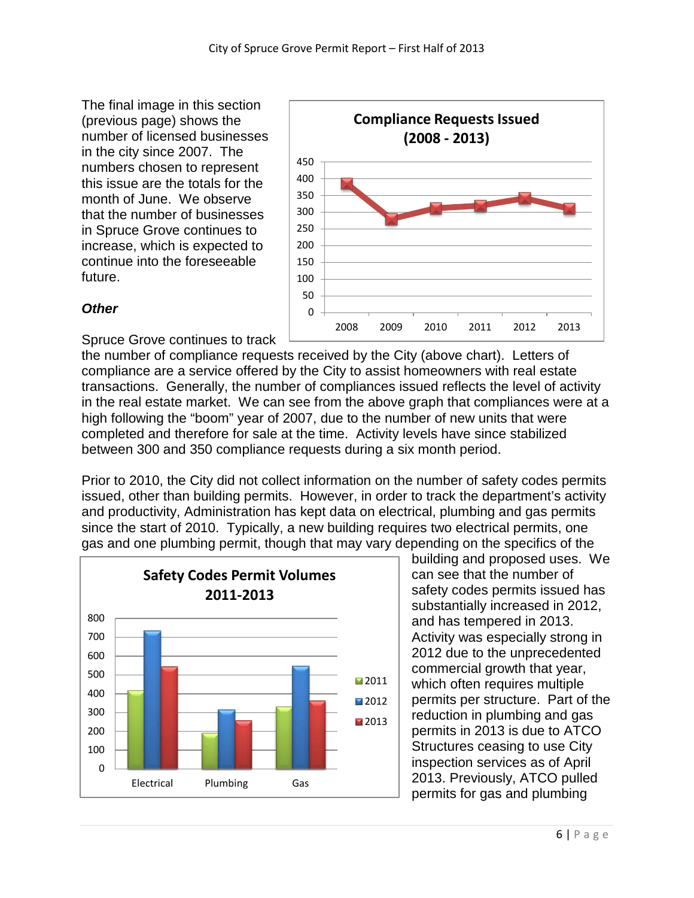The final image in this section (previous page) shows the number of licensed businesses in the city since 2007. The numbers chosen to represent this issue are the totals for the month of June. We observe that the number of businesses in Spruce Grove continues to increase, which is expected to continue into the foreseeable future.

***Other***

Spruce Grove continues to track the number of compliance requests received by the City (above chart). Letters of compliance are a service offered by the City to assist homeowners with real estate transactions. Generally, the number of compliances issued reflects the level of activity in the real estate market. We can see from the above graph that compliances were at a high following the "boom" year of 2007, due to the number of new units that were completed and therefore for sale at the time. Activity levels have since stabilized between 300 and 350 compliance requests during a six month period.

Prior to 2010, the City did not collect information on the number of safety codes permits issued, other than building permits. However, in order to track the department's activity and productivity, Administration has kept data on electrical, plumbing and gas permits since the start of 2010. Typically, a new building requires two electrical permits, one gas and one plumbing permit, though that may vary depending on the specifics of the building and proposed uses. We can see that the number of safety codes permits issued has substantially increased in 2012, and has tempered in 2013. Activity was especially strong in 2012 due to the unprecedented commercial growth that year, which often requires multiple permits per structure. Part of the reduction in plumbing and gas permits in 2013 is due to ATCO Structures ceasing to use City inspection services as of April 2013. Previously, ATCO pulled permits for gas and plumbing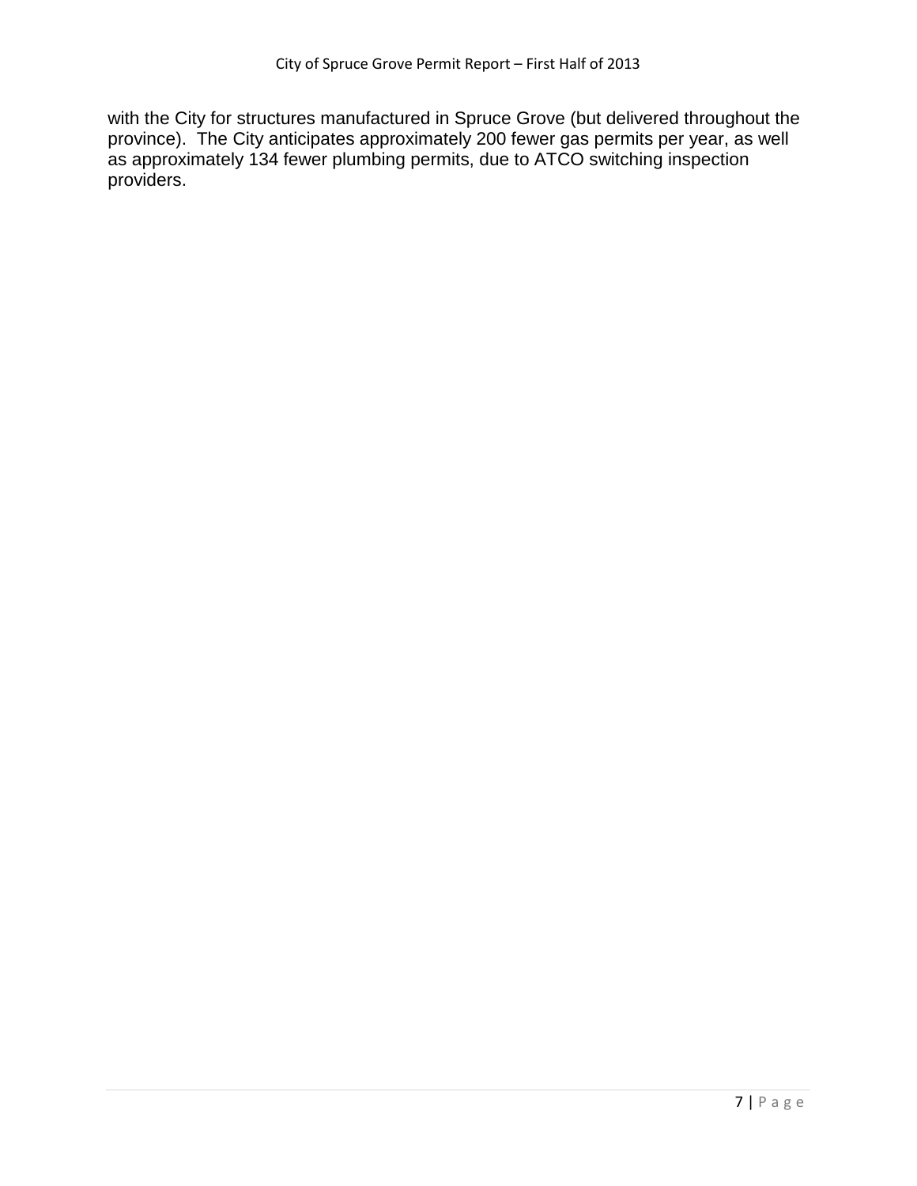with the City for structures manufactured in Spruce Grove (but delivered throughout the province). The City anticipates approximately 200 fewer gas permits per year, as well as approximately 134 fewer plumbing permits, due to ATCO switching inspection providers.